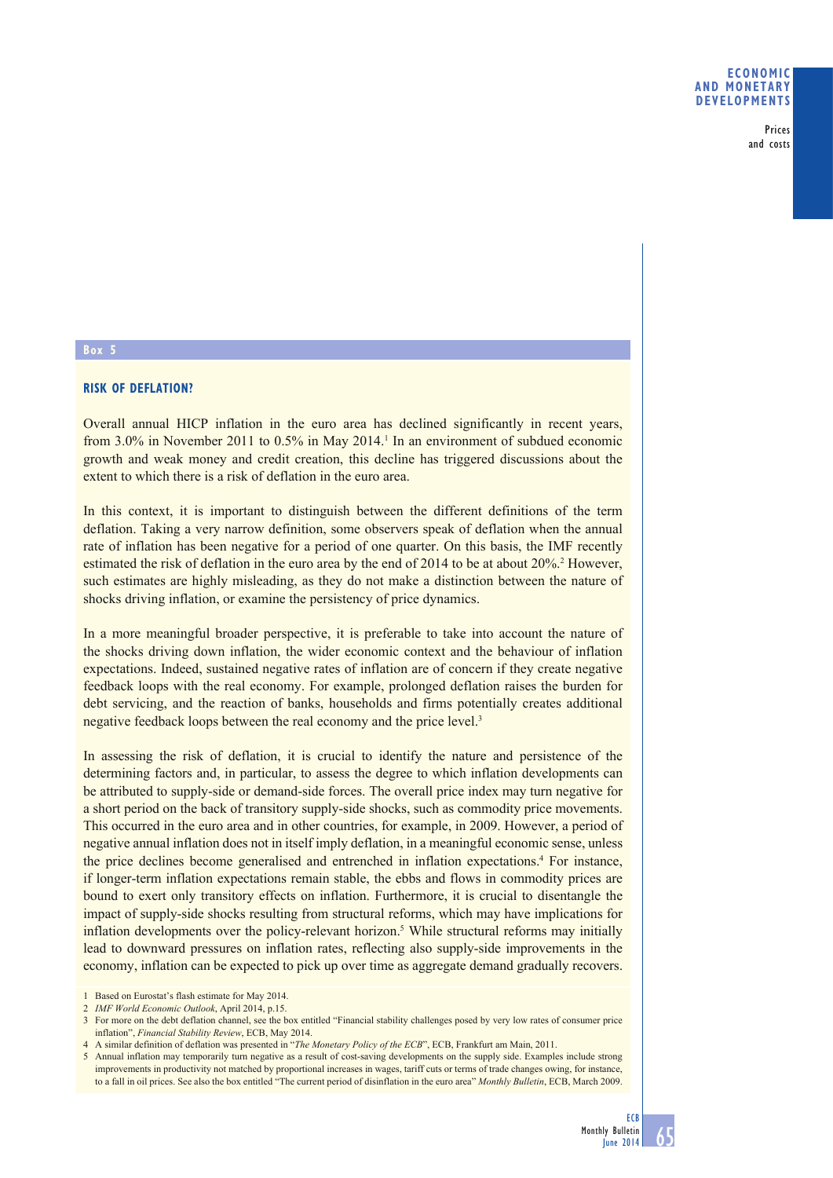## Box 5

### RISK OF DEFLATION?

Overall annual HICP inflation in the euro area has declined significantly in recent years, from 3.0% in November 2011 to 0.5% in May 2014.[1] In an environment of subdued economic growth and weak money and credit creation, this decline has triggered discussions about the extent to which there is a risk of deflation in the euro area.

In this context, it is important to distinguish between the different definitions of the term deflation. Taking a very narrow definition, some observers speak of deflation when the annual rate of inflation has been negative for a period of one quarter. On this basis, the IMF recently estimated the risk of deflation in the euro area by the end of 2014 to be at about 20%.[2] However, such estimates are highly misleading, as they do not make a distinction between the nature of shocks driving inflation, or examine the persistency of price dynamics.

In a more meaningful broader perspective, it is preferable to take into account the nature of the shocks driving down inflation, the wider economic context and the behaviour of inflation expectations. Indeed, sustained negative rates of inflation are of concern if they create negative feedback loops with the real economy. For example, prolonged deflation raises the burden for debt servicing, and the reaction of banks, households and firms potentially creates additional negative feedback loops between the real economy and the price level.[3]

In assessing the risk of deflation, it is crucial to identify the nature and persistence of the determining factors and, in particular, to assess the degree to which inflation developments can be attributed to supply-side or demand-side forces. The overall price index may turn negative for a short period on the back of transitory supply-side shocks, such as commodity price movements. This occurred in the euro area and in other countries, for example, in 2009. However, a period of negative annual inflation does not in itself imply deflation, in a meaningful economic sense, unless the price declines become generalised and entrenched in inflation expectations.[4] For instance, if longer-term inflation expectations remain stable, the ebbs and flows in commodity prices are bound to exert only transitory effects on inflation. Furthermore, it is crucial to disentangle the impact of supply-side shocks resulting from structural reforms, which may have implications for inflation developments over the policy-relevant horizon.[5] While structural reforms may initially lead to downward pressures on inflation rates, reflecting also supply-side improvements in the economy, inflation can be expected to pick up over time as aggregate demand gradually recovers.

1 Based on Eurostat's flash estimate for May 2014.

2 *IMF World Economic Outlook*, April 2014, p.15.

3 For more on the debt deflation channel, see the box entitled "Financial stability challenges posed by very low rates of consumer price inflation", *Financial Stability Review*, ECB, May 2014.

4 A similar definition of deflation was presented in "*The Monetary Policy of the ECB*", ECB, Frankfurt am Main, 2011.

5 Annual inflation may temporarily turn negative as a result of cost-saving developments on the supply side. Examples include strong improvements in productivity not matched by proportional increases in wages, tariff cuts or terms of trade changes owing, for instance, to a fall in oil prices. See also the box entitled "The current period of disinflation in the euro area" *Monthly Bulletin*, ECB, March 2009.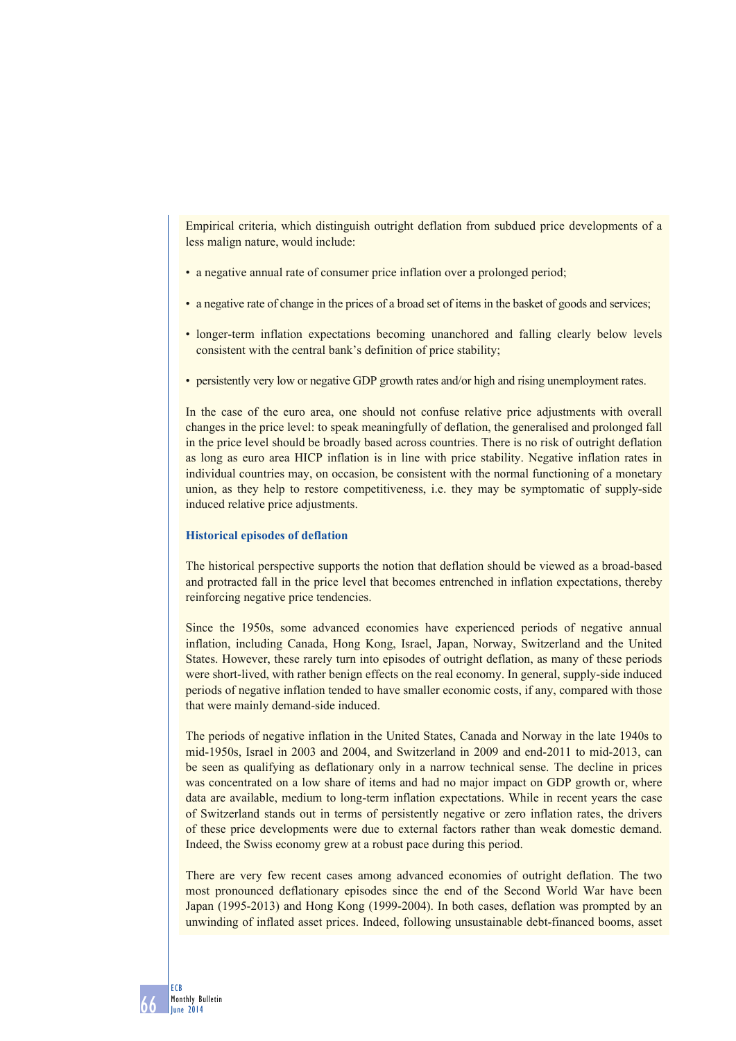Empirical criteria, which distinguish outright deflation from subdued price developments of a less malign nature, would include:

- a negative annual rate of consumer price inflation over a prolonged period;
- a negative rate of change in the prices of a broad set of items in the basket of goods and services;
- longer-term inflation expectations becoming unanchored and falling clearly below levels consistent with the central bank's definition of price stability;
- persistently very low or negative GDP growth rates and/or high and rising unemployment rates.

In the case of the euro area, one should not confuse relative price adjustments with overall changes in the price level: to speak meaningfully of deflation, the generalised and prolonged fall in the price level should be broadly based across countries. There is no risk of outright deflation as long as euro area HICP inflation is in line with price stability. Negative inflation rates in individual countries may, on occasion, be consistent with the normal functioning of a monetary union, as they help to restore competitiveness, i.e. they may be symptomatic of supply-side induced relative price adjustments.

### Historical episodes of deflation

The historical perspective supports the notion that deflation should be viewed as a broad-based and protracted fall in the price level that becomes entrenched in inflation expectations, thereby reinforcing negative price tendencies.

Since the 1950s, some advanced economies have experienced periods of negative annual inflation, including Canada, Hong Kong, Israel, Japan, Norway, Switzerland and the United States. However, these rarely turn into episodes of outright deflation, as many of these periods were short-lived, with rather benign effects on the real economy. In general, supply-side induced periods of negative inflation tended to have smaller economic costs, if any, compared with those that were mainly demand-side induced.

The periods of negative inflation in the United States, Canada and Norway in the late 1940s to mid-1950s, Israel in 2003 and 2004, and Switzerland in 2009 and end-2011 to mid-2013, can be seen as qualifying as deflationary only in a narrow technical sense. The decline in prices was concentrated on a low share of items and had no major impact on GDP growth or, where data are available, medium to long-term inflation expectations. While in recent years the case of Switzerland stands out in terms of persistently negative or zero inflation rates, the drivers of these price developments were due to external factors rather than weak domestic demand. Indeed, the Swiss economy grew at a robust pace during this period.

There are very few recent cases among advanced economies of outright deflation. The two most pronounced deflationary episodes since the end of the Second World War have been Japan (1995-2013) and Hong Kong (1999-2004). In both cases, deflation was prompted by an unwinding of inflated asset prices. Indeed, following unsustainable debt-financed booms, asset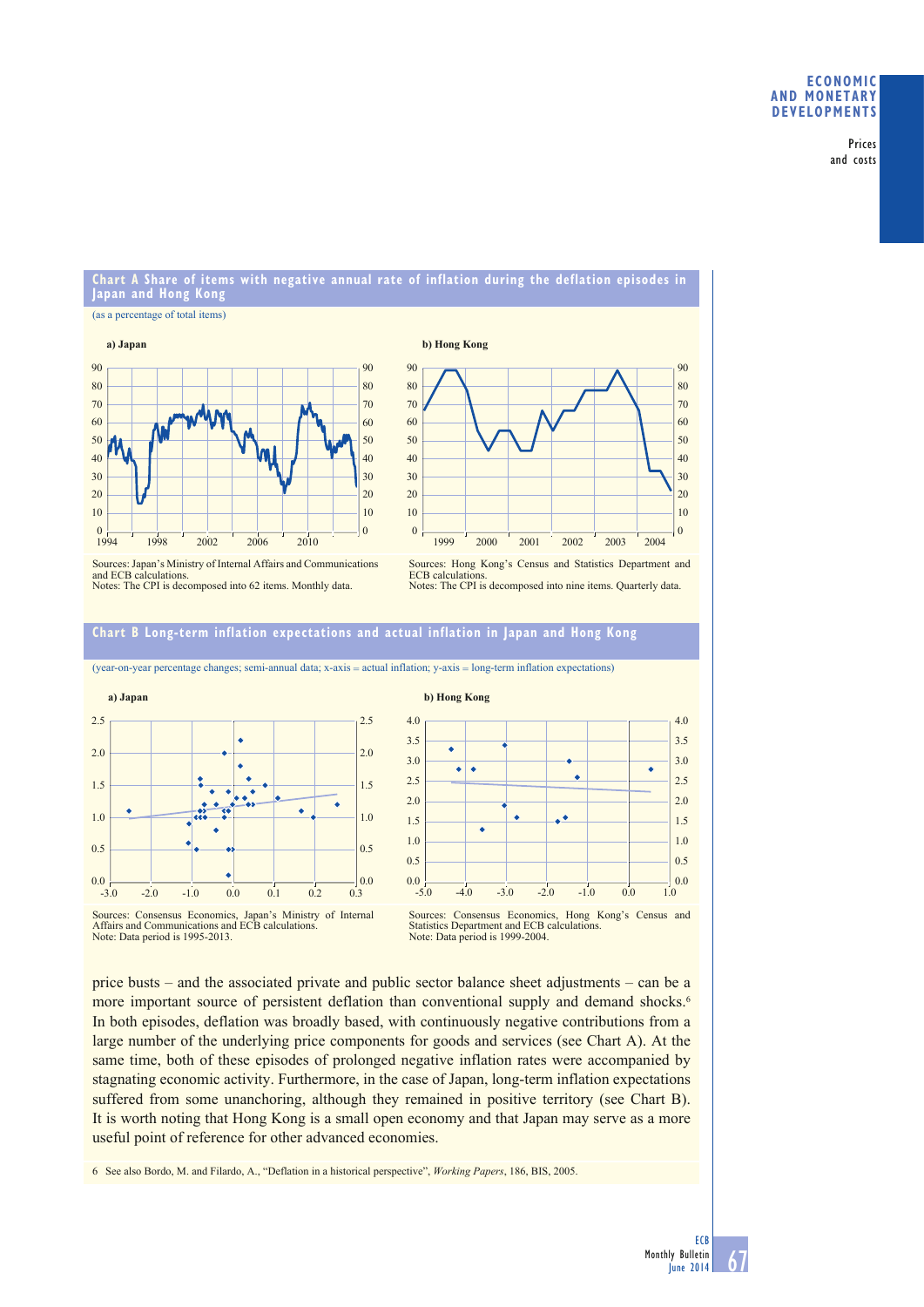### Chart A Share of items with negative annual rate of inflation during the deflation episodes in Japan and Hong Kong

(as a percentage of total items)

**a) Japan**

Sources: Japan's Ministry of Internal Affairs and Communications and ECB calculations.
Notes: The CPI is decomposed into 62 items. Monthly data.

**b) Hong Kong**

Sources: Hong Kong's Census and Statistics Department and ECB calculations.
Notes: The CPI is decomposed into nine items. Quarterly data.

### Chart B Long-term inflation expectations and actual inflation in Japan and Hong Kong

(year-on-year percentage changes; semi-annual data; x-axis = actual inflation; y-axis = long-term inflation expectations)

**a) Japan**

Sources: Consensus Economics, Japan's Ministry of Internal Affairs and Communications and ECB calculations.
Note: Data period is 1995-2013.

**b) Hong Kong**

Sources: Consensus Economics, Hong Kong's Census and Statistics Department and ECB calculations.
Note: Data period is 1999-2004.

price busts – and the associated private and public sector balance sheet adjustments – can be a more important source of persistent deflation than conventional supply and demand shocks.[6] In both episodes, deflation was broadly based, with continuously negative contributions from a large number of the underlying price components for goods and services (see Chart A). At the same time, both of these episodes of prolonged negative inflation rates were accompanied by stagnating economic activity. Furthermore, in the case of Japan, long-term inflation expectations suffered from some unanchoring, although they remained in positive territory (see Chart B). It is worth noting that Hong Kong is a small open economy and that Japan may serve as a more useful point of reference for other advanced economies.

6 See also Bordo, M. and Filardo, A., "Deflation in a historical perspective", *Working Papers*, 186, BIS, 2005.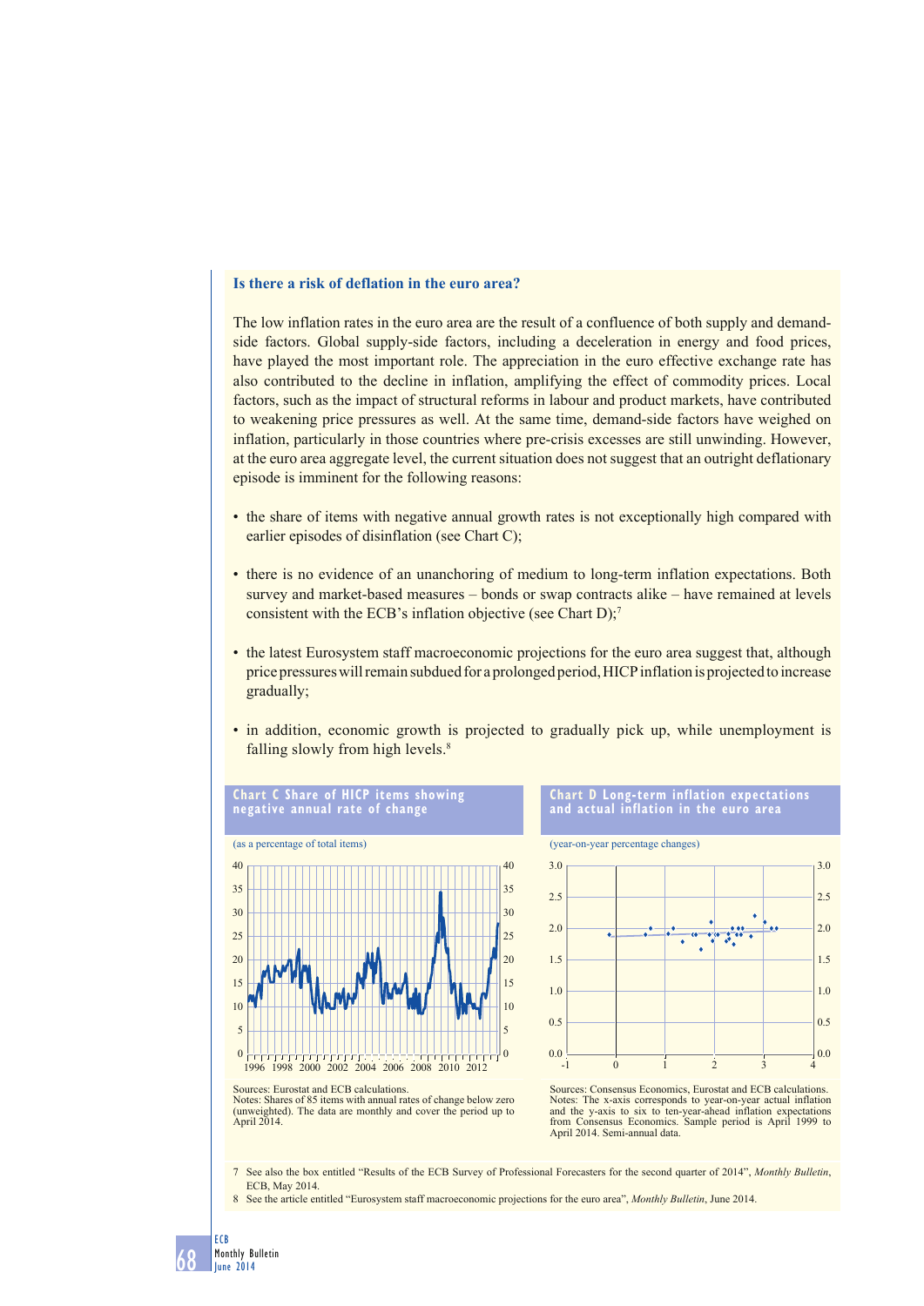### Is there a risk of deflation in the euro area?

The low inflation rates in the euro area are the result of a confluence of both supply and demand-side factors. Global supply-side factors, including a deceleration in energy and food prices, have played the most important role. The appreciation in the euro effective exchange rate has also contributed to the decline in inflation, amplifying the effect of commodity prices. Local factors, such as the impact of structural reforms in labour and product markets, have contributed to weakening price pressures as well. At the same time, demand-side factors have weighed on inflation, particularly in those countries where pre-crisis excesses are still unwinding. However, at the euro area aggregate level, the current situation does not suggest that an outright deflationary episode is imminent for the following reasons:

- the share of items with negative annual growth rates is not exceptionally high compared with earlier episodes of disinflation (see Chart C);
- there is no evidence of an unanchoring of medium to long-term inflation expectations. Both survey and market-based measures – bonds or swap contracts alike – have remained at levels consistent with the ECB's inflation objective (see Chart D);[7]
- the latest Eurosystem staff macroeconomic projections for the euro area suggest that, although price pressures will remain subdued for a prolonged period, HICP inflation is projected to increase gradually;
- in addition, economic growth is projected to gradually pick up, while unemployment is falling slowly from high levels.[8]

**Chart C Share of HICP items showing negative annual rate of change**

(as a percentage of total items)

Sources: Eurostat and ECB calculations.
Notes: Shares of 85 items with annual rates of change below zero (unweighted). The data are monthly and cover the period up to April 2014.

**Chart D Long-term inflation expectations and actual inflation in the euro area**

(year-on-year percentage changes)

Sources: Consensus Economics, Eurostat and ECB calculations.
Notes: The x-axis corresponds to year-on-year actual inflation and the y-axis to six to ten-year-ahead inflation expectations from Consensus Economics. Sample period is April 1999 to April 2014. Semi-annual data.

7 See also the box entitled "Results of the ECB Survey of Professional Forecasters for the second quarter of 2014", *Monthly Bulletin*, ECB, May 2014.

8 See the article entitled "Eurosystem staff macroeconomic projections for the euro area", *Monthly Bulletin*, June 2014.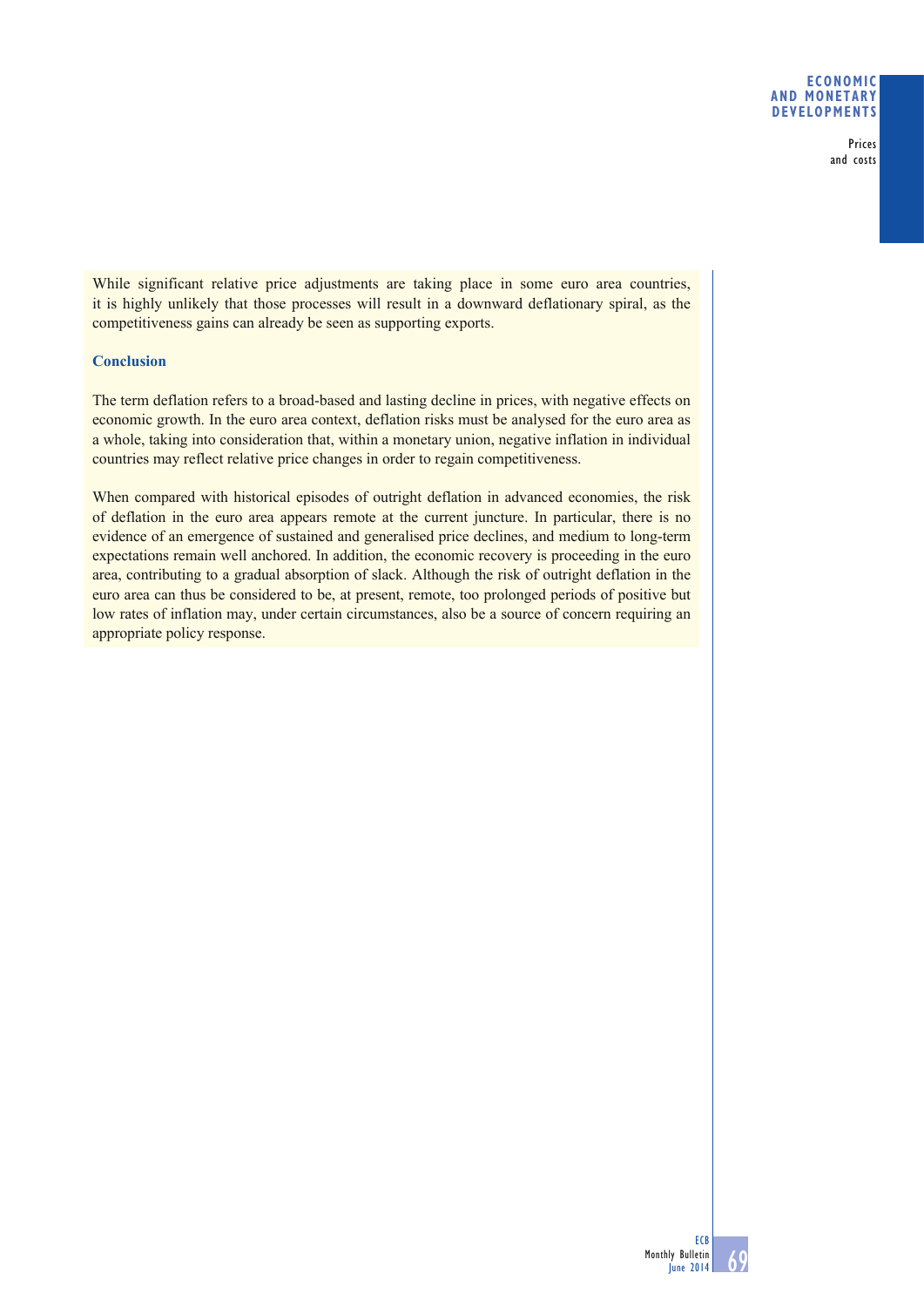While significant relative price adjustments are taking place in some euro area countries, it is highly unlikely that those processes will result in a downward deflationary spiral, as the competitiveness gains can already be seen as supporting exports.

### Conclusion

The term deflation refers to a broad-based and lasting decline in prices, with negative effects on economic growth. In the euro area context, deflation risks must be analysed for the euro area as a whole, taking into consideration that, within a monetary union, negative inflation in individual countries may reflect relative price changes in order to regain competitiveness.

When compared with historical episodes of outright deflation in advanced economies, the risk of deflation in the euro area appears remote at the current juncture. In particular, there is no evidence of an emergence of sustained and generalised price declines, and medium to long-term expectations remain well anchored. In addition, the economic recovery is proceeding in the euro area, contributing to a gradual absorption of slack. Although the risk of outright deflation in the euro area can thus be considered to be, at present, remote, too prolonged periods of positive but low rates of inflation may, under certain circumstances, also be a source of concern requiring an appropriate policy response.